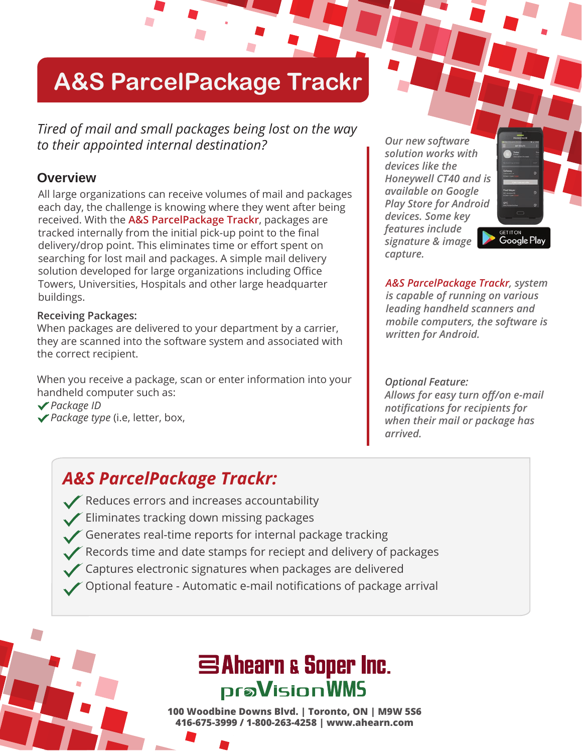# A&S ParcelPackage Trackr

*Tired of mail and small packages being lost on the way to their appointed internal destination?*

## Overview

All large organizations can receive volumes of mail and packages each day, the challenge is knowing where they went after being received. With the **A&S ParcelPackage Trackr**, packages are tracked internally from the initial pick-up point to the final delivery/drop point. This eliminates time or effort spent on searching for lost mail and packages. A simple mail delivery solution developed for large organizations including Office Towers, Universities, Hospitals and other large headquarter buildings.

**Receiving Packages:**
When packages are delivered to your department by a carrier, they are scanned into the software system and associated with the correct recipient.

When you receive a package, scan or enter information into your handheld computer such as:

- ✔ *Package ID*
- ✔ *Package type* (i.e, letter, box,

*Our new software solution works with devices like the Honeywell CT40 and is available on Google Play Store for Android devices. Some key features include signature & image capture.*

GET IT ON Google Play

*A&S ParcelPackage Trackr, system is capable of running on various leading handheld scanners and mobile computers, the software is written for Android.*

*Optional Feature:*
*Allows for easy turn off/on e-mail notifications for recipients for when their mail or package has arrived.*

## *A&S ParcelPackage Trackr:*

- ✔ Reduces errors and increases accountability
- ✔ Eliminates tracking down missing packages
- ✔ Generates real-time reports for internal package tracking
- ✔ Records time and date stamps for reciept and delivery of packages
- ✔ Captures electronic signatures when packages are delivered
- ✔ Optional feature - Automatic e-mail notifications of package arrival

**Ahearn & Soper Inc.**
**proVisionWMS**

**100 Woodbine Downs Blvd. | Toronto, ON | M9W 5S6**
**416-675-3999 / 1-800-263-4258 | www.ahearn.com**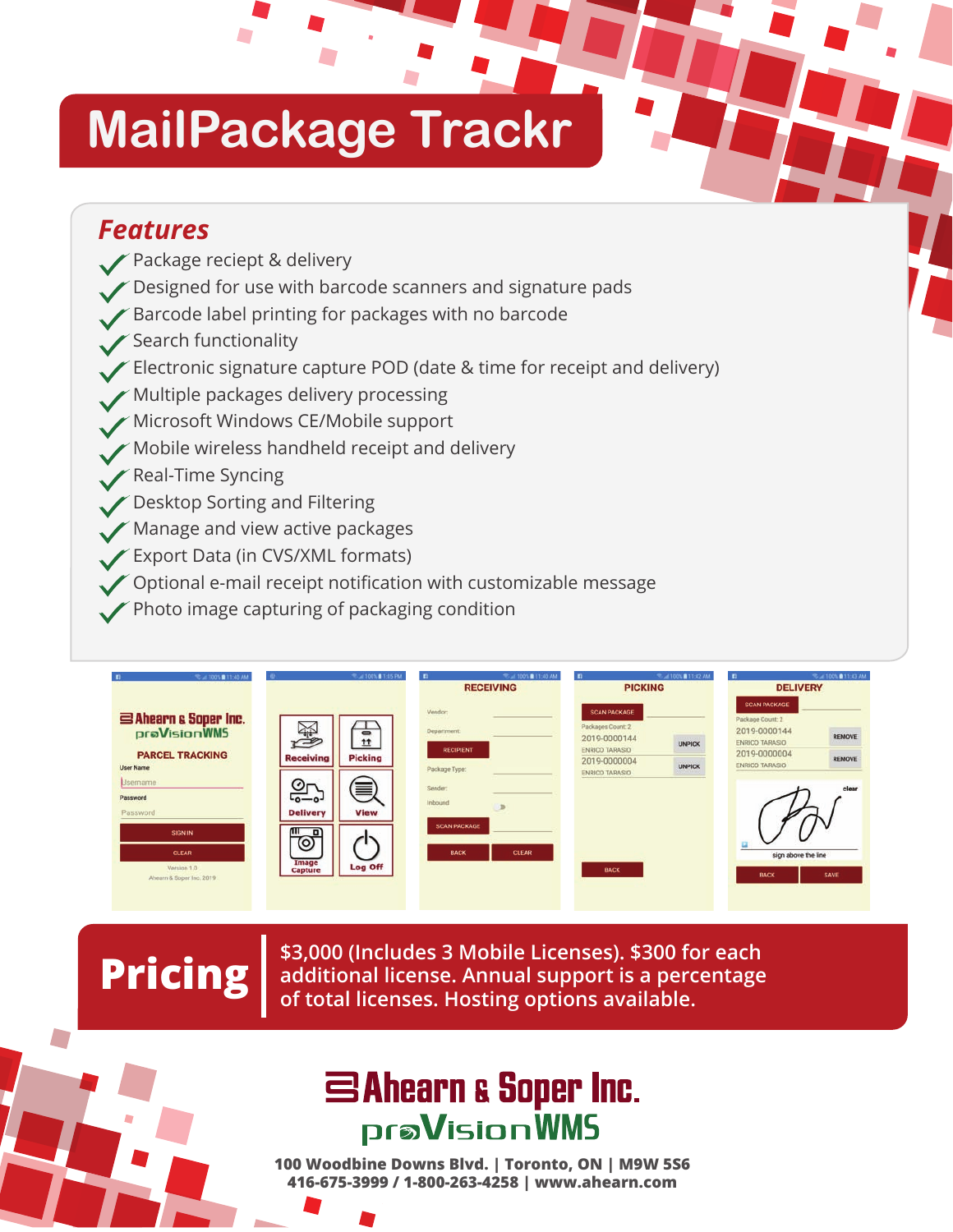# MailPackage Trackr

## *Features*

- Package reciept & delivery
- Designed for use with barcode scanners and signature pads
- Barcode label printing for packages with no barcode
- Search functionality
- Electronic signature capture POD (date & time for receipt and delivery)
- Multiple packages delivery processing
- Microsoft Windows CE/Mobile support
- Mobile wireless handheld receipt and delivery
- Real-Time Syncing
- Desktop Sorting and Filtering
- Manage and view active packages
- Export Data (in CVS/XML formats)
- Optional e-mail receipt notification with customizable message
- Photo image capturing of packaging condition

## Pricing

**$3,000 (Includes 3 Mobile Licenses). $300 for each additional license. Annual support is a percentage of total licenses. Hosting options available.**

**Ahearn & Soper Inc.**
**proVisionWMS**

**100 Woodbine Downs Blvd. | Toronto, ON | M9W 5S6**
**416-675-3999 / 1-800-263-4258 | www.ahearn.com**